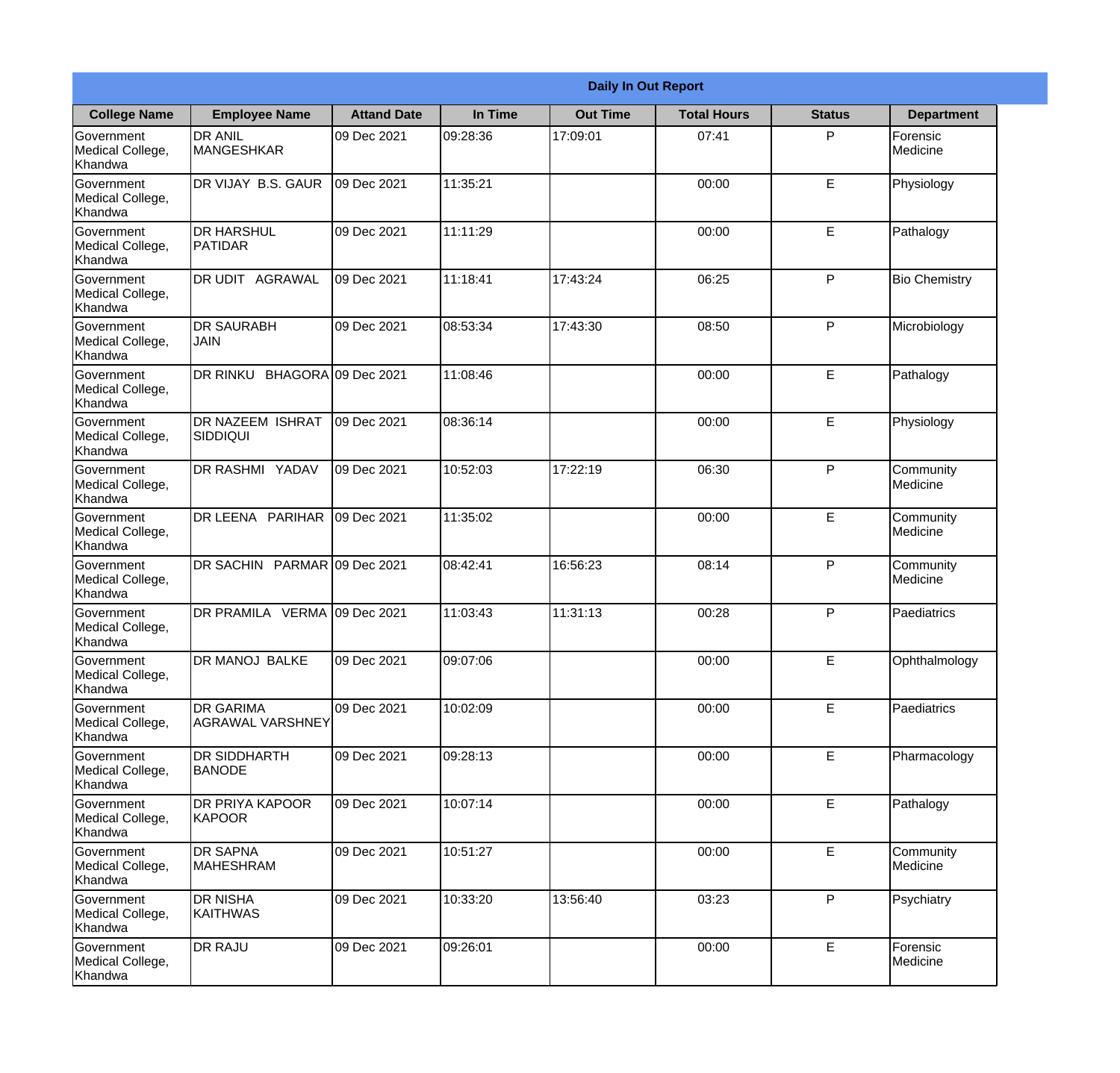**Daily In Out Report**

| College Name | Employee Name | Attand Date | In Time | Out Time | Total Hours | Status | Department |
|---|---|---|---|---|---|---|---|
| Government Medical College, Khandwa | DR ANIL MANGESHKAR | 09 Dec 2021 | 09:28:36 | 17:09:01 | 07:41 | P | Forensic Medicine |
| Government Medical College, Khandwa | DR VIJAY B.S. GAUR | 09 Dec 2021 | 11:35:21 | | 00:00 | E | Physiology |
| Government Medical College, Khandwa | DR HARSHUL PATIDAR | 09 Dec 2021 | 11:11:29 | | 00:00 | E | Pathalogy |
| Government Medical College, Khandwa | DR UDIT AGRAWAL | 09 Dec 2021 | 11:18:41 | 17:43:24 | 06:25 | P | Bio Chemistry |
| Government Medical College, Khandwa | DR SAURABH JAIN | 09 Dec 2021 | 08:53:34 | 17:43:30 | 08:50 | P | Microbiology |
| Government Medical College, Khandwa | DR RINKU BHAGORA | 09 Dec 2021 | 11:08:46 | | 00:00 | E | Pathalogy |
| Government Medical College, Khandwa | DR NAZEEM ISHRAT SIDDIQUI | 09 Dec 2021 | 08:36:14 | | 00:00 | E | Physiology |
| Government Medical College, Khandwa | DR RASHMI YADAV | 09 Dec 2021 | 10:52:03 | 17:22:19 | 06:30 | P | Community Medicine |
| Government Medical College, Khandwa | DR LEENA PARIHAR | 09 Dec 2021 | 11:35:02 | | 00:00 | E | Community Medicine |
| Government Medical College, Khandwa | DR SACHIN PARMAR | 09 Dec 2021 | 08:42:41 | 16:56:23 | 08:14 | P | Community Medicine |
| Government Medical College, Khandwa | DR PRAMILA VERMA | 09 Dec 2021 | 11:03:43 | 11:31:13 | 00:28 | P | Paediatrics |
| Government Medical College, Khandwa | DR MANOJ BALKE | 09 Dec 2021 | 09:07:06 | | 00:00 | E | Ophthalmology |
| Government Medical College, Khandwa | DR GARIMA AGRAWAL VARSHNEY | 09 Dec 2021 | 10:02:09 | | 00:00 | E | Paediatrics |
| Government Medical College, Khandwa | DR SIDDHARTH BANODE | 09 Dec 2021 | 09:28:13 | | 00:00 | E | Pharmacology |
| Government Medical College, Khandwa | DR PRIYA KAPOOR KAPOOR | 09 Dec 2021 | 10:07:14 | | 00:00 | E | Pathalogy |
| Government Medical College, Khandwa | DR SAPNA MAHESHRAM | 09 Dec 2021 | 10:51:27 | | 00:00 | E | Community Medicine |
| Government Medical College, Khandwa | DR NISHA KAITHWAS | 09 Dec 2021 | 10:33:20 | 13:56:40 | 03:23 | P | Psychiatry |
| Government Medical College, Khandwa | DR RAJU | 09 Dec 2021 | 09:26:01 | | 00:00 | E | Forensic Medicine |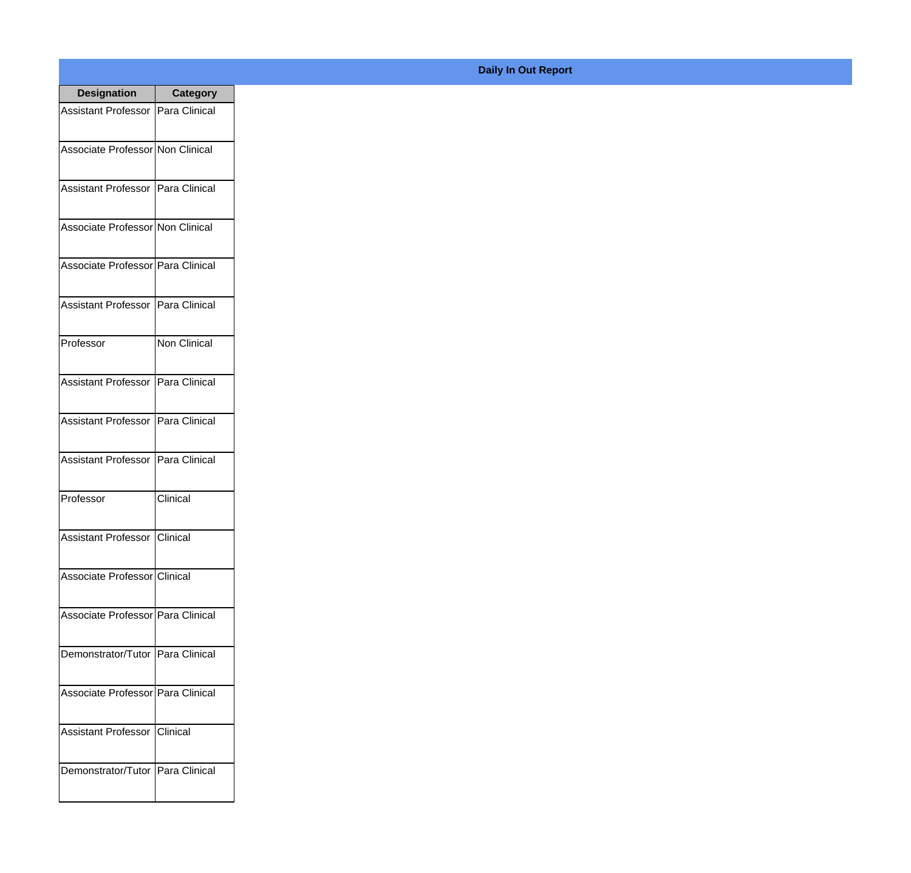## Daily In Out Report

| Designation | Category |
|---|---|
| Assistant Professor | Para Clinical |
| Associate Professor | Non Clinical |
| Assistant Professor | Para Clinical |
| Associate Professor | Non Clinical |
| Associate Professor | Para Clinical |
| Assistant Professor | Para Clinical |
| Professor | Non Clinical |
| Assistant Professor | Para Clinical |
| Assistant Professor | Para Clinical |
| Assistant Professor | Para Clinical |
| Professor | Clinical |
| Assistant Professor | Clinical |
| Associate Professor | Clinical |
| Associate Professor | Para Clinical |
| Demonstrator/Tutor | Para Clinical |
| Associate Professor | Para Clinical |
| Assistant Professor | Clinical |
| Demonstrator/Tutor | Para Clinical |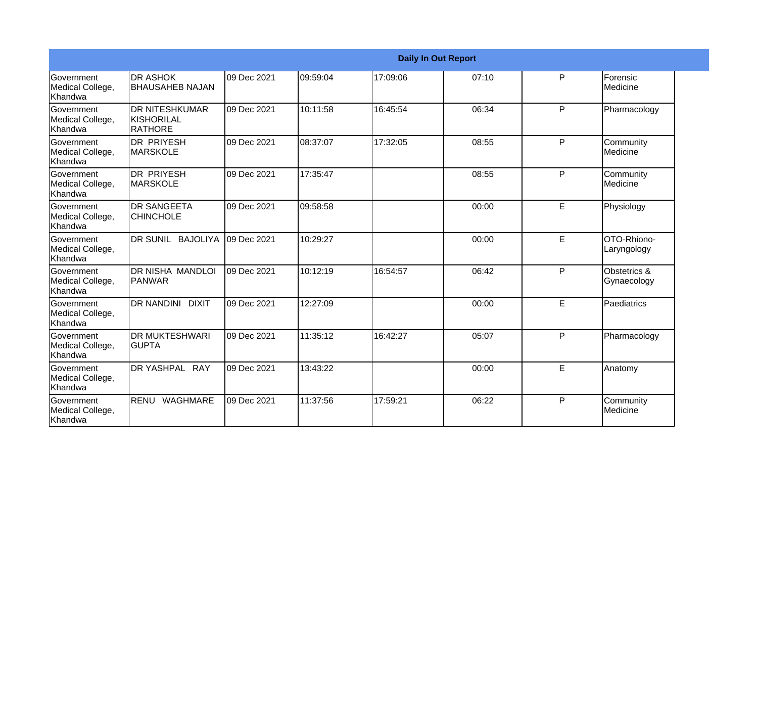| Daily In Out Report | | | | | | | |
|---|---|---|---|---|---|---|---|
| Government Medical College, Khandwa | DR ASHOK BHAUSAHEB NAJAN | 09 Dec 2021 | 09:59:04 | 17:09:06 | 07:10 | P | Forensic Medicine |
| Government Medical College, Khandwa | DR NITESHKUMAR KISHORILAL RATHORE | 09 Dec 2021 | 10:11:58 | 16:45:54 | 06:34 | P | Pharmacology |
| Government Medical College, Khandwa | DR PRIYESH MARSKOLE | 09 Dec 2021 | 08:37:07 | 17:32:05 | 08:55 | P | Community Medicine |
| Government Medical College, Khandwa | DR PRIYESH MARSKOLE | 09 Dec 2021 | 17:35:47 | | 08:55 | P | Community Medicine |
| Government Medical College, Khandwa | DR SANGEETA CHINCHOLE | 09 Dec 2021 | 09:58:58 | | 00:00 | E | Physiology |
| Government Medical College, Khandwa | DR SUNIL BAJOLIYA | 09 Dec 2021 | 10:29:27 | | 00:00 | E | OTO-Rhiono-Laryngology |
| Government Medical College, Khandwa | DR NISHA MANDLOI PANWAR | 09 Dec 2021 | 10:12:19 | 16:54:57 | 06:42 | P | Obstetrics & Gynaecology |
| Government Medical College, Khandwa | DR NANDINI DIXIT | 09 Dec 2021 | 12:27:09 | | 00:00 | E | Paediatrics |
| Government Medical College, Khandwa | DR MUKTESHWARI GUPTA | 09 Dec 2021 | 11:35:12 | 16:42:27 | 05:07 | P | Pharmacology |
| Government Medical College, Khandwa | DR YASHPAL RAY | 09 Dec 2021 | 13:43:22 | | 00:00 | E | Anatomy |
| Government Medical College, Khandwa | RENU WAGHMARE | 09 Dec 2021 | 11:37:56 | 17:59:21 | 06:22 | P | Community Medicine |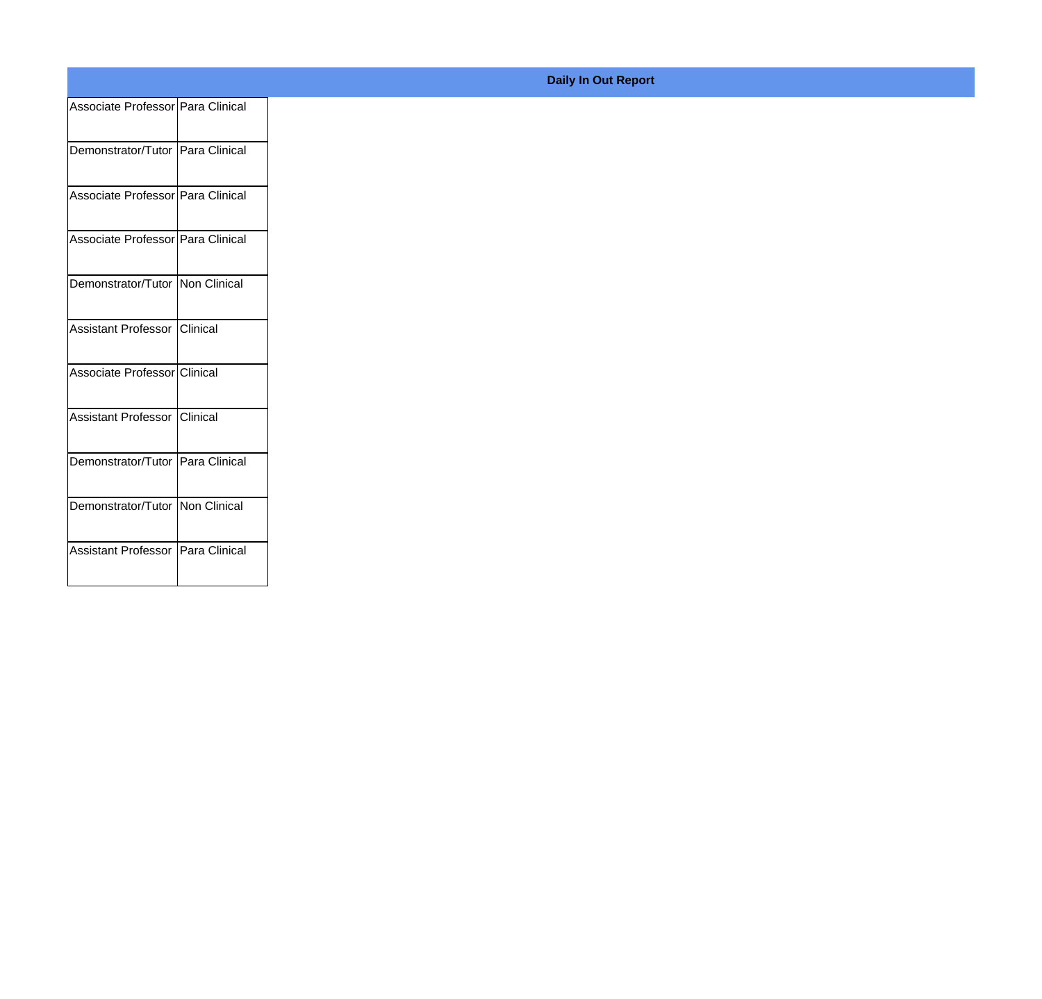**Daily In Out Report**

| | |
|---|---|
| Associate Professor | Para Clinical |
| Demonstrator/Tutor | Para Clinical |
| Associate Professor | Para Clinical |
| Associate Professor | Para Clinical |
| Demonstrator/Tutor | Non Clinical |
| Assistant Professor | Clinical |
| Associate Professor | Clinical |
| Assistant Professor | Clinical |
| Demonstrator/Tutor | Para Clinical |
| Demonstrator/Tutor | Non Clinical |
| Assistant Professor | Para Clinical |